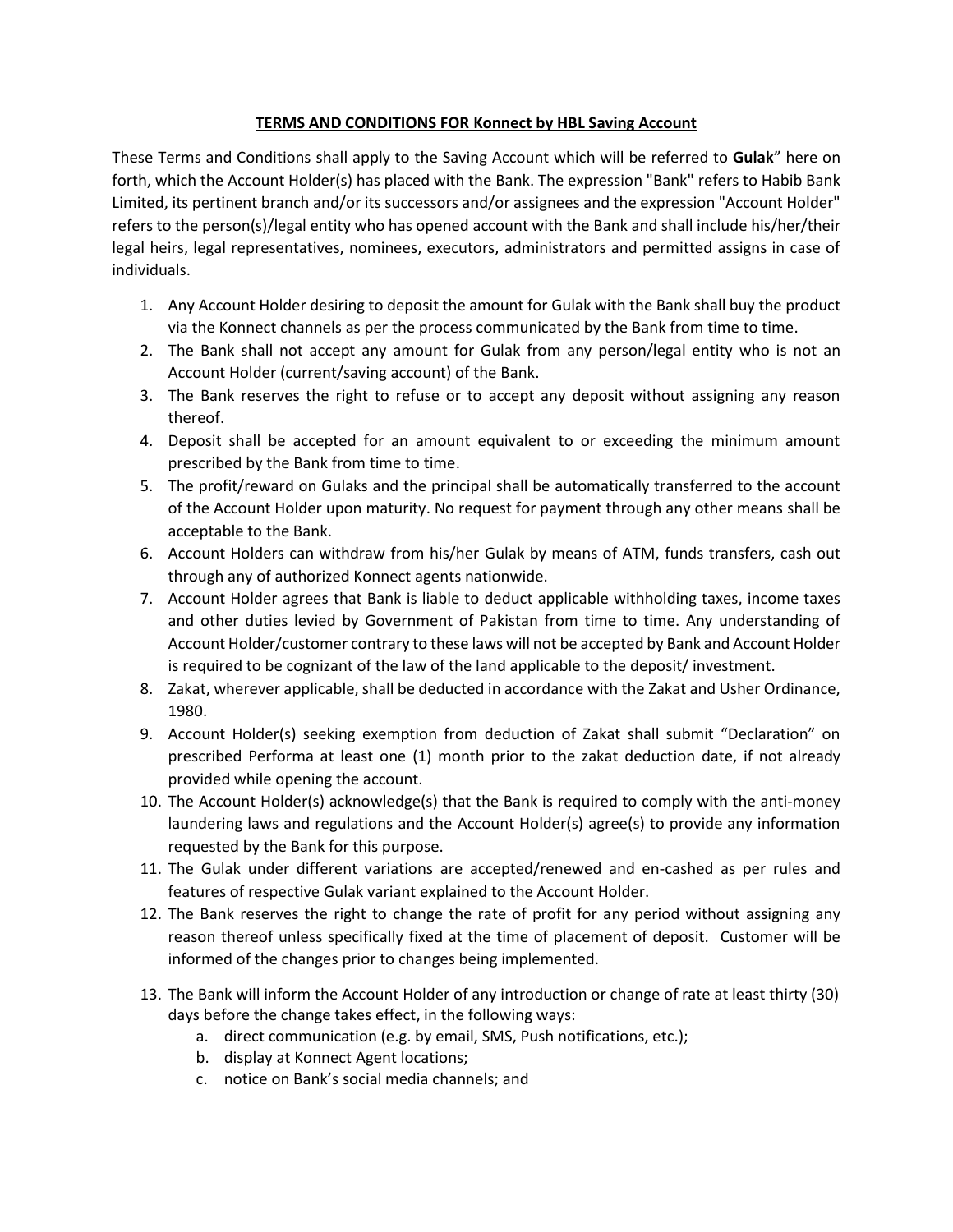**TERMS AND CONDITIONS FOR Konnect by HBL Saving Account**

These Terms and Conditions shall apply to the Saving Account which will be referred to **Gulak**" here on forth, which the Account Holder(s) has placed with the Bank. The expression "Bank" refers to Habib Bank Limited, its pertinent branch and/or its successors and/or assignees and the expression "Account Holder" refers to the person(s)/legal entity who has opened account with the Bank and shall include his/her/their legal heirs, legal representatives, nominees, executors, administrators and permitted assigns in case of individuals.

1. Any Account Holder desiring to deposit the amount for Gulak with the Bank shall buy the product via the Konnect channels as per the process communicated by the Bank from time to time.
2. The Bank shall not accept any amount for Gulak from any person/legal entity who is not an Account Holder (current/saving account) of the Bank.
3. The Bank reserves the right to refuse or to accept any deposit without assigning any reason thereof.
4. Deposit shall be accepted for an amount equivalent to or exceeding the minimum amount prescribed by the Bank from time to time.
5. The profit/reward on Gulaks and the principal shall be automatically transferred to the account of the Account Holder upon maturity. No request for payment through any other means shall be acceptable to the Bank.
6. Account Holders can withdraw from his/her Gulak by means of ATM, funds transfers, cash out through any of authorized Konnect agents nationwide.
7. Account Holder agrees that Bank is liable to deduct applicable withholding taxes, income taxes and other duties levied by Government of Pakistan from time to time. Any understanding of Account Holder/customer contrary to these laws will not be accepted by Bank and Account Holder is required to be cognizant of the law of the land applicable to the deposit/ investment.
8. Zakat, wherever applicable, shall be deducted in accordance with the Zakat and Usher Ordinance, 1980.
9. Account Holder(s) seeking exemption from deduction of Zakat shall submit "Declaration" on prescribed Performa at least one (1) month prior to the zakat deduction date, if not already provided while opening the account.
10. The Account Holder(s) acknowledge(s) that the Bank is required to comply with the anti-money laundering laws and regulations and the Account Holder(s) agree(s) to provide any information requested by the Bank for this purpose.
11. The Gulak under different variations are accepted/renewed and en-cashed as per rules and features of respective Gulak variant explained to the Account Holder.
12. The Bank reserves the right to change the rate of profit for any period without assigning any reason thereof unless specifically fixed at the time of placement of deposit. Customer will be informed of the changes prior to changes being implemented.
13. The Bank will inform the Account Holder of any introduction or change of rate at least thirty (30) days before the change takes effect, in the following ways:
    a. direct communication (e.g. by email, SMS, Push notifications, etc.);
    b. display at Konnect Agent locations;
    c. notice on Bank's social media channels; and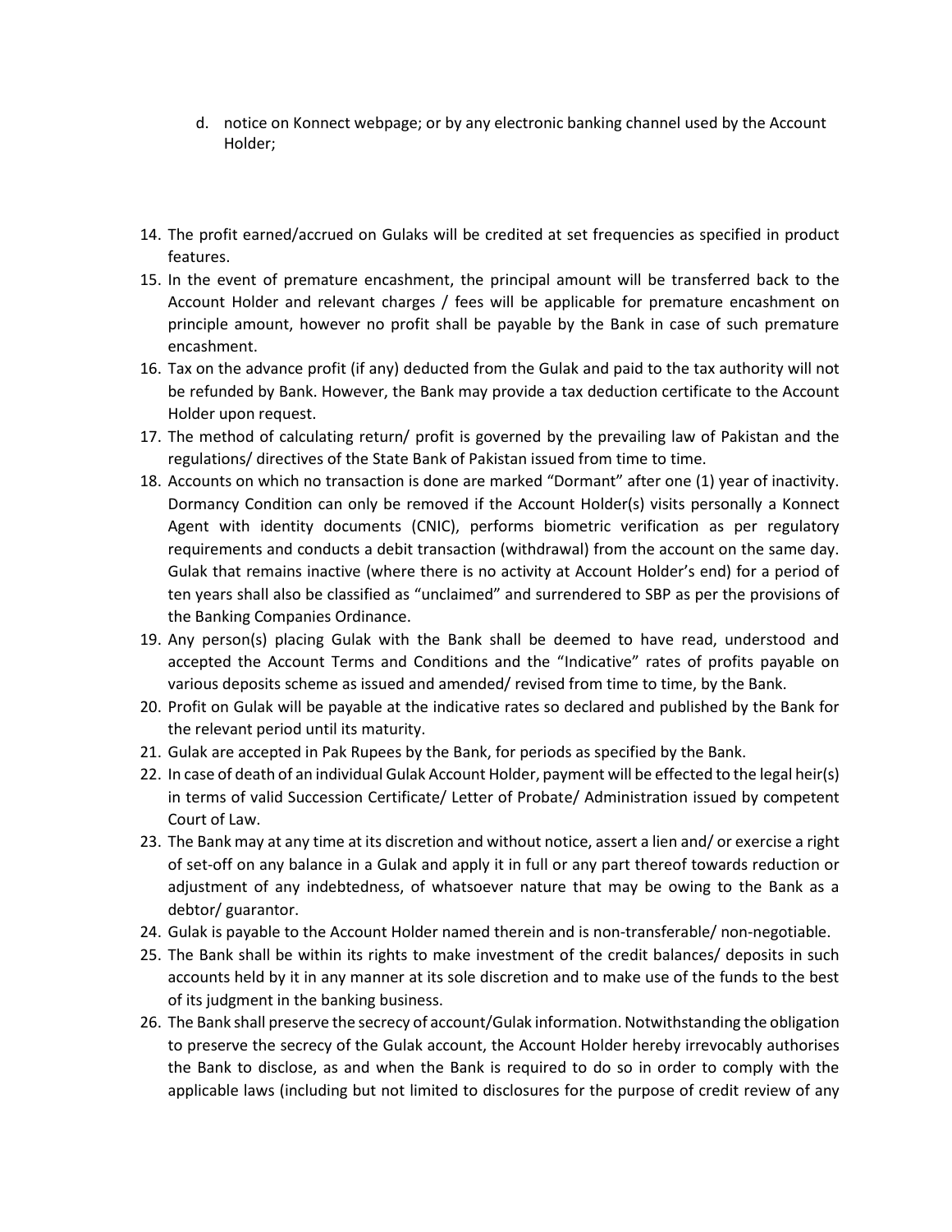d. notice on Konnect webpage; or by any electronic banking channel used by the Account Holder;

14. The profit earned/accrued on Gulaks will be credited at set frequencies as specified in product features.
15. In the event of premature encashment, the principal amount will be transferred back to the Account Holder and relevant charges / fees will be applicable for premature encashment on principle amount, however no profit shall be payable by the Bank in case of such premature encashment.
16. Tax on the advance profit (if any) deducted from the Gulak and paid to the tax authority will not be refunded by Bank. However, the Bank may provide a tax deduction certificate to the Account Holder upon request.
17. The method of calculating return/ profit is governed by the prevailing law of Pakistan and the regulations/ directives of the State Bank of Pakistan issued from time to time.
18. Accounts on which no transaction is done are marked "Dormant" after one (1) year of inactivity. Dormancy Condition can only be removed if the Account Holder(s) visits personally a Konnect Agent with identity documents (CNIC), performs biometric verification as per regulatory requirements and conducts a debit transaction (withdrawal) from the account on the same day. Gulak that remains inactive (where there is no activity at Account Holder's end) for a period of ten years shall also be classified as "unclaimed" and surrendered to SBP as per the provisions of the Banking Companies Ordinance.
19. Any person(s) placing Gulak with the Bank shall be deemed to have read, understood and accepted the Account Terms and Conditions and the "Indicative" rates of profits payable on various deposits scheme as issued and amended/ revised from time to time, by the Bank.
20. Profit on Gulak will be payable at the indicative rates so declared and published by the Bank for the relevant period until its maturity.
21. Gulak are accepted in Pak Rupees by the Bank, for periods as specified by the Bank.
22. In case of death of an individual Gulak Account Holder, payment will be effected to the legal heir(s) in terms of valid Succession Certificate/ Letter of Probate/ Administration issued by competent Court of Law.
23. The Bank may at any time at its discretion and without notice, assert a lien and/ or exercise a right of set-off on any balance in a Gulak and apply it in full or any part thereof towards reduction or adjustment of any indebtedness, of whatsoever nature that may be owing to the Bank as a debtor/ guarantor.
24. Gulak is payable to the Account Holder named therein and is non-transferable/ non-negotiable.
25. The Bank shall be within its rights to make investment of the credit balances/ deposits in such accounts held by it in any manner at its sole discretion and to make use of the funds to the best of its judgment in the banking business.
26. The Bank shall preserve the secrecy of account/Gulak information. Notwithstanding the obligation to preserve the secrecy of the Gulak account, the Account Holder hereby irrevocably authorises the Bank to disclose, as and when the Bank is required to do so in order to comply with the applicable laws (including but not limited to disclosures for the purpose of credit review of any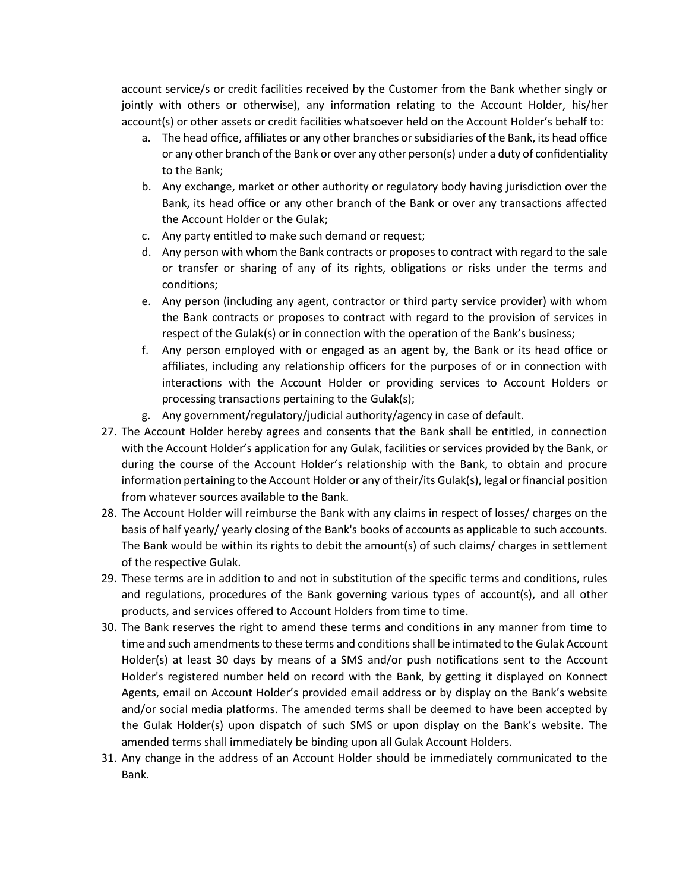account service/s or credit facilities received by the Customer from the Bank whether singly or jointly with others or otherwise), any information relating to the Account Holder, his/her account(s) or other assets or credit facilities whatsoever held on the Account Holder's behalf to:

a. The head office, affiliates or any other branches or subsidiaries of the Bank, its head office or any other branch of the Bank or over any other person(s) under a duty of confidentiality to the Bank;
b. Any exchange, market or other authority or regulatory body having jurisdiction over the Bank, its head office or any other branch of the Bank or over any transactions affected the Account Holder or the Gulak;
c. Any party entitled to make such demand or request;
d. Any person with whom the Bank contracts or proposes to contract with regard to the sale or transfer or sharing of any of its rights, obligations or risks under the terms and conditions;
e. Any person (including any agent, contractor or third party service provider) with whom the Bank contracts or proposes to contract with regard to the provision of services in respect of the Gulak(s) or in connection with the operation of the Bank's business;
f. Any person employed with or engaged as an agent by, the Bank or its head office or affiliates, including any relationship officers for the purposes of or in connection with interactions with the Account Holder or providing services to Account Holders or processing transactions pertaining to the Gulak(s);
g. Any government/regulatory/judicial authority/agency in case of default.

27. The Account Holder hereby agrees and consents that the Bank shall be entitled, in connection with the Account Holder's application for any Gulak, facilities or services provided by the Bank, or during the course of the Account Holder's relationship with the Bank, to obtain and procure information pertaining to the Account Holder or any of their/its Gulak(s), legal or financial position from whatever sources available to the Bank.
28. The Account Holder will reimburse the Bank with any claims in respect of losses/ charges on the basis of half yearly/ yearly closing of the Bank's books of accounts as applicable to such accounts. The Bank would be within its rights to debit the amount(s) of such claims/ charges in settlement of the respective Gulak.
29. These terms are in addition to and not in substitution of the specific terms and conditions, rules and regulations, procedures of the Bank governing various types of account(s), and all other products, and services offered to Account Holders from time to time.
30. The Bank reserves the right to amend these terms and conditions in any manner from time to time and such amendments to these terms and conditions shall be intimated to the Gulak Account Holder(s) at least 30 days by means of a SMS and/or push notifications sent to the Account Holder's registered number held on record with the Bank, by getting it displayed on Konnect Agents, email on Account Holder's provided email address or by display on the Bank's website and/or social media platforms. The amended terms shall be deemed to have been accepted by the Gulak Holder(s) upon dispatch of such SMS or upon display on the Bank's website. The amended terms shall immediately be binding upon all Gulak Account Holders.
31. Any change in the address of an Account Holder should be immediately communicated to the Bank.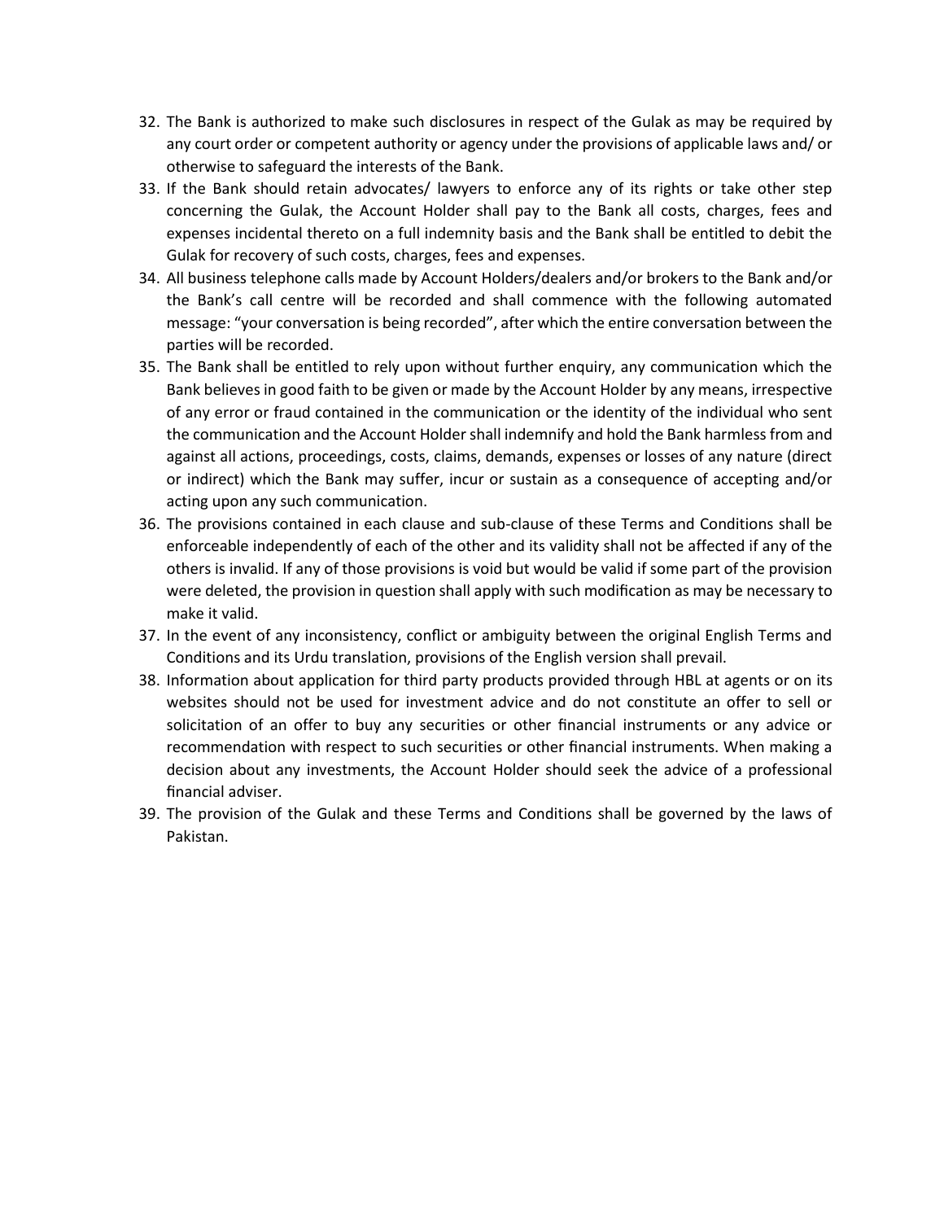32. The Bank is authorized to make such disclosures in respect of the Gulak as may be required by any court order or competent authority or agency under the provisions of applicable laws and/ or otherwise to safeguard the interests of the Bank.
33. If the Bank should retain advocates/ lawyers to enforce any of its rights or take other step concerning the Gulak, the Account Holder shall pay to the Bank all costs, charges, fees and expenses incidental thereto on a full indemnity basis and the Bank shall be entitled to debit the Gulak for recovery of such costs, charges, fees and expenses.
34. All business telephone calls made by Account Holders/dealers and/or brokers to the Bank and/or the Bank's call centre will be recorded and shall commence with the following automated message: "your conversation is being recorded", after which the entire conversation between the parties will be recorded.
35. The Bank shall be entitled to rely upon without further enquiry, any communication which the Bank believes in good faith to be given or made by the Account Holder by any means, irrespective of any error or fraud contained in the communication or the identity of the individual who sent the communication and the Account Holder shall indemnify and hold the Bank harmless from and against all actions, proceedings, costs, claims, demands, expenses or losses of any nature (direct or indirect) which the Bank may suffer, incur or sustain as a consequence of accepting and/or acting upon any such communication.
36. The provisions contained in each clause and sub-clause of these Terms and Conditions shall be enforceable independently of each of the other and its validity shall not be affected if any of the others is invalid. If any of those provisions is void but would be valid if some part of the provision were deleted, the provision in question shall apply with such modification as may be necessary to make it valid.
37. In the event of any inconsistency, conflict or ambiguity between the original English Terms and Conditions and its Urdu translation, provisions of the English version shall prevail.
38. Information about application for third party products provided through HBL at agents or on its websites should not be used for investment advice and do not constitute an offer to sell or solicitation of an offer to buy any securities or other financial instruments or any advice or recommendation with respect to such securities or other financial instruments. When making a decision about any investments, the Account Holder should seek the advice of a professional financial adviser.
39. The provision of the Gulak and these Terms and Conditions shall be governed by the laws of Pakistan.